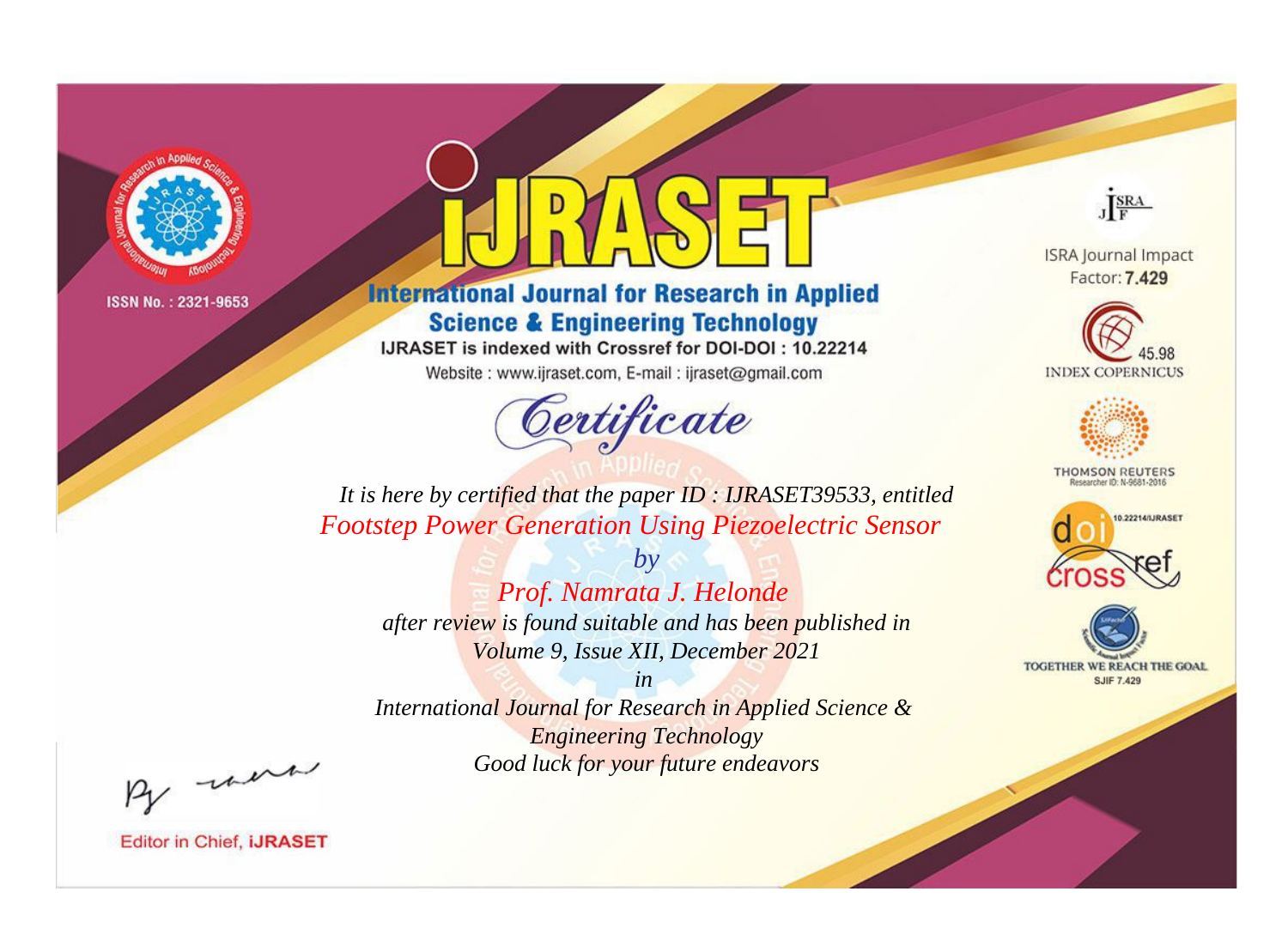ISSN No. : 2321-9653

# IJRASET

## International Journal for Research in Applied Science & Engineering Technology

IJRASET is indexed with Crossref for DOI-DOI : 10.22214

Website : www.ijraset.com, E-mail : ijraset@gmail.com

ISRA Journal Impact Factor: **7.429**

45.98 INDEX COPERNICUS

THOMSON REUTERS Researcher ID: N-9681-2016

10.22214/IJRASET

TOGETHER WE REACH THE GOAL SJIF 7.429

## *Certificate*

*It is here by certified that the paper ID : IJRASET39533, entitled*

*Footstep Power Generation Using Piezoelectric Sensor*

*by*

*Prof. Namrata J. Helonde*

*after review is found suitable and has been published in*

*Volume 9, Issue XII, December 2021*

*in*

*International Journal for Research in Applied Science & Engineering Technology*

*Good luck for your future endeavors*

Editor in Chief, **iJRASET**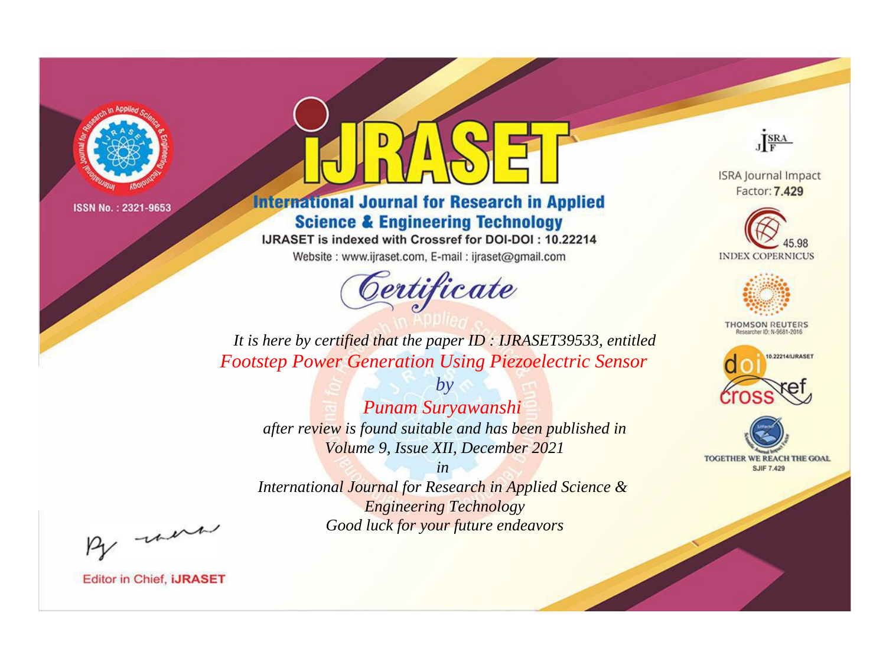ISSN No. : 2321-9653

# iJRASET

## International Journal for Research in Applied Science & Engineering Technology

IJRASET is indexed with Crossref for DOI-DOI : 10.22214

Website : www.ijraset.com, E-mail : ijraset@gmail.com

ISRA Journal Impact Factor: **7.429**

45.98 INDEX COPERNICUS

THOMSON REUTERS Researcher ID: N-9681-2016

10.22214/IJRASET

TOGETHER WE REACH THE GOAL SJIF 7.429

# *Certificate*

*It is here by certified that the paper ID : IJRASET39533, entitled*

*Footstep Power Generation Using Piezoelectric Sensor*

*by*

*Punam Suryawanshi*

*after review is found suitable and has been published in*

*Volume 9, Issue XII, December 2021*

*in*

*International Journal for Research in Applied Science & Engineering Technology*

*Good luck for your future endeavors*

Editor in Chief, **iJRASET**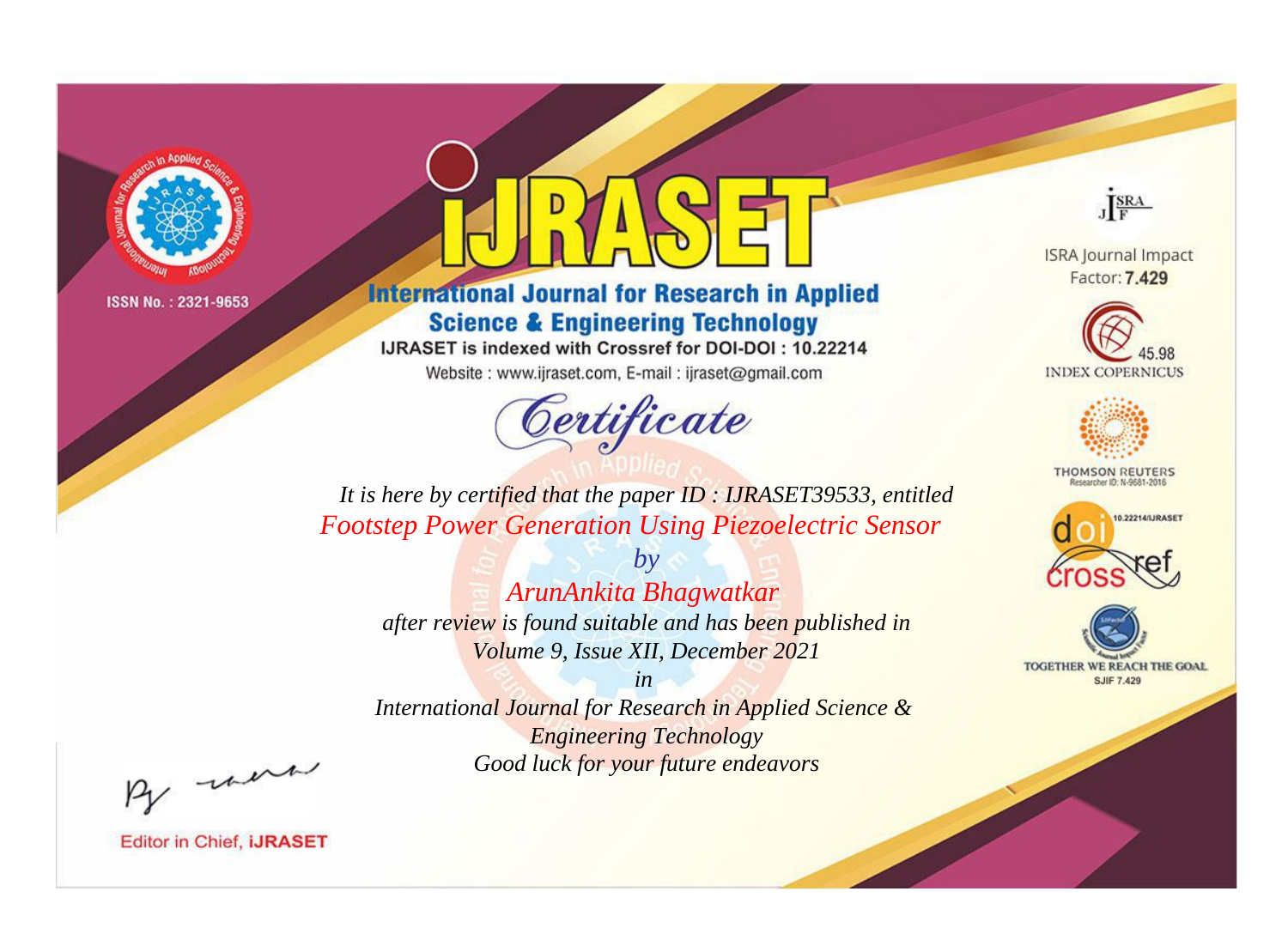ISSN No. : 2321-9653

# IJRASET

## International Journal for Research in Applied Science & Engineering Technology

IJRASET is indexed with Crossref for DOI-DOI : 10.22214

Website : www.ijraset.com, E-mail : ijraset@gmail.com

*Certificate*

*It is here by certified that the paper ID : IJRASET39533, entitled*

*Footstep Power Generation Using Piezoelectric Sensor*

*by*

*ArunAnkita Bhagwatkar*

*after review is found suitable and has been published in*

*Volume 9, Issue XII, December 2021*

*in*

*International Journal for Research in Applied Science & Engineering Technology*

*Good luck for your future endeavors*

ISRA Journal Impact Factor: **7.429**

45.98 INDEX COPERNICUS

THOMSON REUTERS Researcher ID: N-9681-2016

10.22214/IJRASET

TOGETHER WE REACH THE GOAL SJIF 7.429

Editor in Chief, **iJRASET**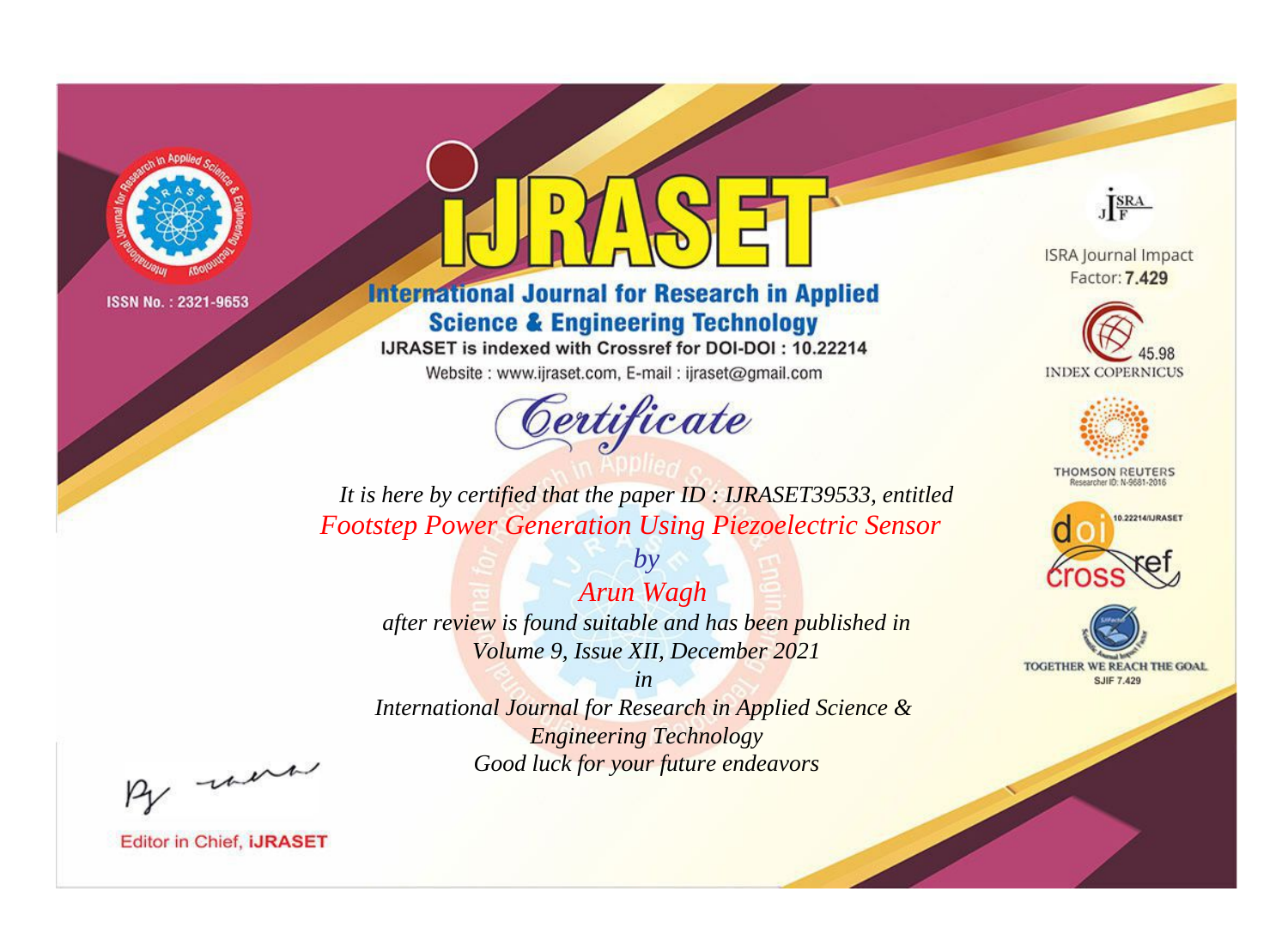ISSN No. : 2321-9653

# iJRASET

## International Journal for Research in Applied Science & Engineering Technology

IJRASET is indexed with Crossref for DOI-DOI : 10.22214

Website : www.ijraset.com, E-mail : ijraset@gmail.com

# Certificate

*It is here by certified that the paper ID : IJRASET39533, entitled*

*Footstep Power Generation Using Piezoelectric Sensor*

*by*

*Arun Wagh*

*after review is found suitable and has been published in*

*Volume 9, Issue XII, December 2021*

*in*

*International Journal for Research in Applied Science & Engineering Technology*

*Good luck for your future endeavors*

ISRA Journal Impact Factor: **7.429**

45.98 INDEX COPERNICUS

THOMSON REUTERS Researcher ID: N-9681-2016

10.22214/IJRASET crossref

TOGETHER WE REACH THE GOAL SJIF 7.429

Editor in Chief, **iJRASET**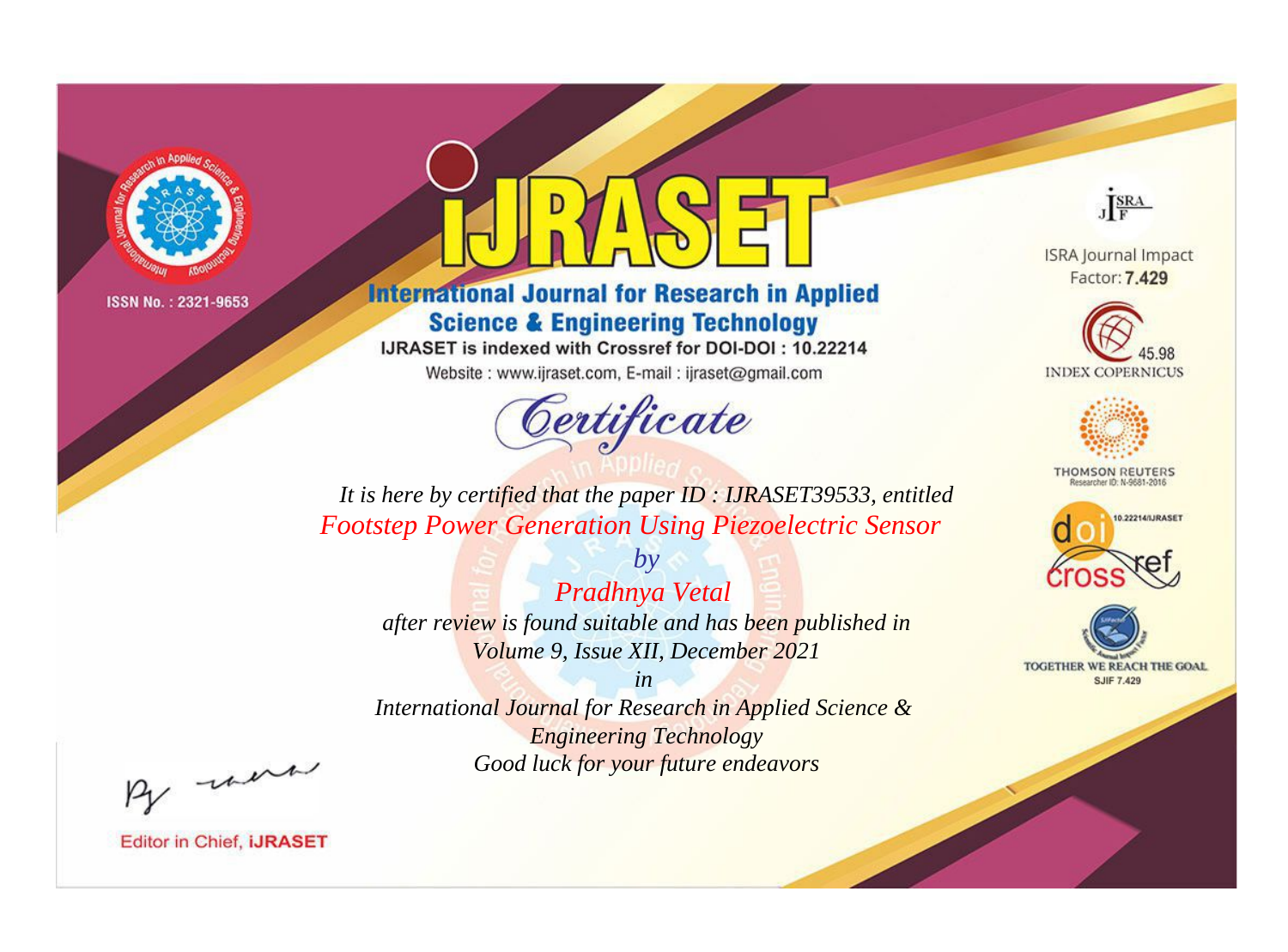ISSN No. : 2321-9653

# IJRASET

## International Journal for Research in Applied Science & Engineering Technology

IJRASET is indexed with Crossref for DOI-DOI : 10.22214

Website : www.ijraset.com, E-mail : ijraset@gmail.com

*Certificate*

*It is here by certified that the paper ID : IJRASET39533, entitled*

*Footstep Power Generation Using Piezoelectric Sensor*

*by*

*Pradhnya Vetal*

*after review is found suitable and has been published in*

*Volume 9, Issue XII, December 2021*

*in*

*International Journal for Research in Applied Science & Engineering Technology*

*Good luck for your future endeavors*

ISRA Journal Impact Factor: **7.429**

45.98 INDEX COPERNICUS

THOMSON REUTERS Researcher ID: N-9681-2016

10.22214/IJRASET

TOGETHER WE REACH THE GOAL SJIF 7.429

Editor in Chief, **IJRASET**